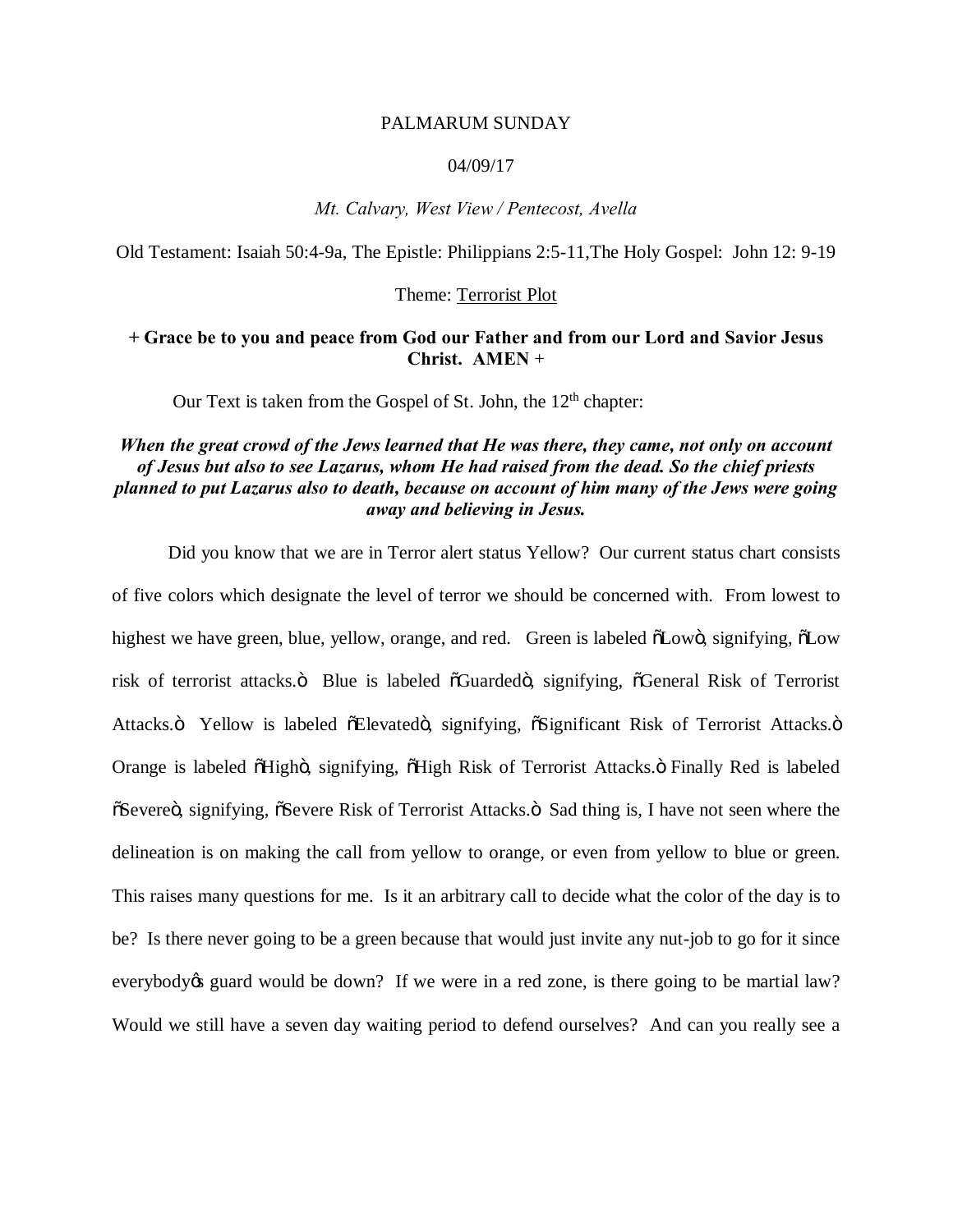PALMARUM SUNDAY

04/09/17

*Mt. Calvary, West View / Pentecost, Avella*

Old Testament: Isaiah 50:4-9a, The Epistle: Philippians 2:5-11,The Holy Gospel: John 12: 9-19

Theme: <u>Terrorist Plot</u>

**+ Grace be to you and peace from God our Father and from our Lord and Savior Jesus Christ. AMEN +**

Our Text is taken from the Gospel of St. John, the 12th chapter:

***When the great crowd of the Jews learned that He was there, they came, not only on account of Jesus but also to see Lazarus, whom He had raised from the dead. So the chief priests planned to put Lazarus also to death, because on account of him many of the Jews were going away and believing in Jesus.***

Did you know that we are in Terror alert status Yellow? Our current status chart consists of five colors which designate the level of terror we should be concerned with. From lowest to highest we have green, blue, yellow, orange, and red. Green is labeled õLowö, signifying, õLow risk of terrorist attacks.ö Blue is labeled õGuardedö, signifying, õGeneral Risk of Terrorist Attacks.ö Yellow is labeled õElevatedö, signifying, õSignificant Risk of Terrorist Attacks.ö Orange is labeled õHighö, signifying, õHigh Risk of Terrorist Attacks.ö Finally Red is labeled õSevereö, signifying, õSevere Risk of Terrorist Attacks.ö Sad thing is, I have not seen where the delineation is on making the call from yellow to orange, or even from yellow to blue or green. This raises many questions for me. Is it an arbitrary call to decide what the color of the day is to be? Is there never going to be a green because that would just invite any nut-job to go for it since everybodyøs guard would be down? If we were in a red zone, is there going to be martial law? Would we still have a seven day waiting period to defend ourselves? And can you really see a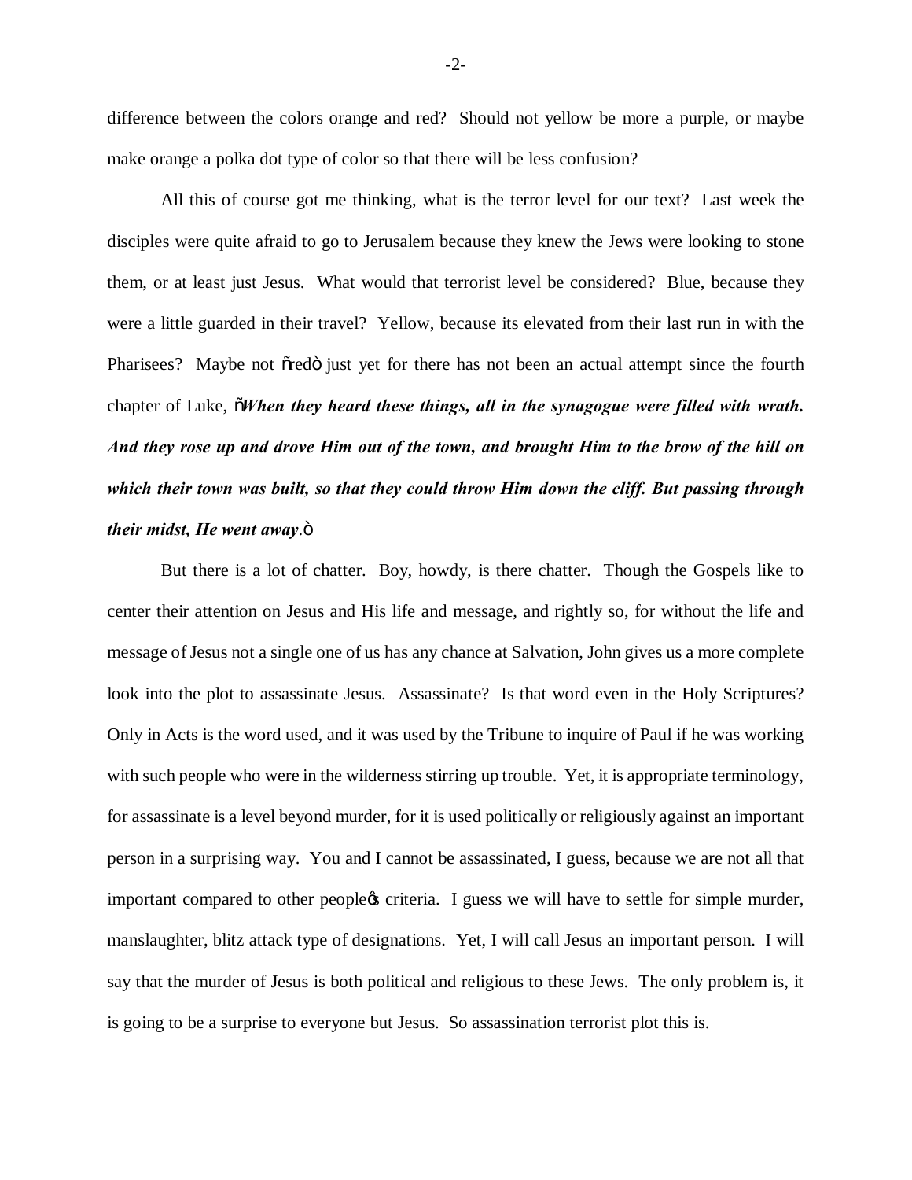difference between the colors orange and red? Should not yellow be more a purple, or maybe make orange a polka dot type of color so that there will be less confusion?

All this of course got me thinking, what is the terror level for our text? Last week the disciples were quite afraid to go to Jerusalem because they knew the Jews were looking to stone them, or at least just Jesus. What would that terrorist level be considered? Blue, because they were a little guarded in their travel? Yellow, because its elevated from their last run in with the Pharisees? Maybe not "red" just yet for there has not been an actual attempt since the fourth chapter of Luke, "***When they heard these things, all in the synagogue were filled with wrath. And they rose up and drove Him out of the town, and brought Him to the brow of the hill on which their town was built, so that they could throw Him down the cliff. But passing through their midst, He went away***."

But there is a lot of chatter. Boy, howdy, is there chatter. Though the Gospels like to center their attention on Jesus and His life and message, and rightly so, for without the life and message of Jesus not a single one of us has any chance at Salvation, John gives us a more complete look into the plot to assassinate Jesus. Assassinate? Is that word even in the Holy Scriptures? Only in Acts is the word used, and it was used by the Tribune to inquire of Paul if he was working with such people who were in the wilderness stirring up trouble. Yet, it is appropriate terminology, for assassinate is a level beyond murder, for it is used politically or religiously against an important person in a surprising way. You and I cannot be assassinated, I guess, because we are not all that important compared to other people's criteria. I guess we will have to settle for simple murder, manslaughter, blitz attack type of designations. Yet, I will call Jesus an important person. I will say that the murder of Jesus is both political and religious to these Jews. The only problem is, it is going to be a surprise to everyone but Jesus. So assassination terrorist plot this is.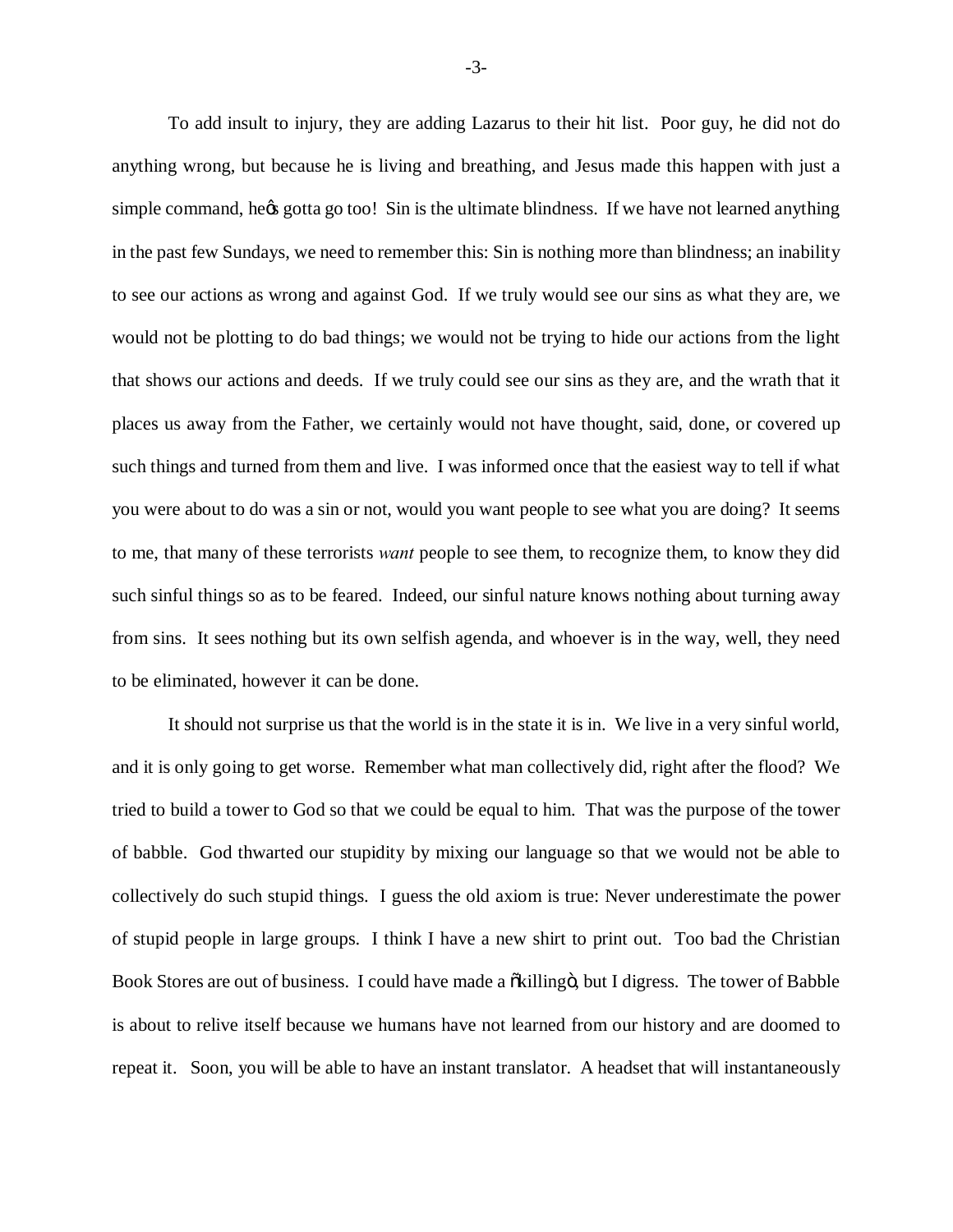To add insult to injury, they are adding Lazarus to their hit list. Poor guy, he did not do anything wrong, but because he is living and breathing, and Jesus made this happen with just a simple command, he's gotta go too! Sin is the ultimate blindness. If we have not learned anything in the past few Sundays, we need to remember this: Sin is nothing more than blindness; an inability to see our actions as wrong and against God. If we truly would see our sins as what they are, we would not be plotting to do bad things; we would not be trying to hide our actions from the light that shows our actions and deeds. If we truly could see our sins as they are, and the wrath that it places us away from the Father, we certainly would not have thought, said, done, or covered up such things and turned from them and live. I was informed once that the easiest way to tell if what you were about to do was a sin or not, would you want people to see what you are doing? It seems to me, that many of these terrorists *want* people to see them, to recognize them, to know they did such sinful things so as to be feared. Indeed, our sinful nature knows nothing about turning away from sins. It sees nothing but its own selfish agenda, and whoever is in the way, well, they need to be eliminated, however it can be done.

It should not surprise us that the world is in the state it is in. We live in a very sinful world, and it is only going to get worse. Remember what man collectively did, right after the flood? We tried to build a tower to God so that we could be equal to him. That was the purpose of the tower of babble. God thwarted our stupidity by mixing our language so that we would not be able to collectively do such stupid things. I guess the old axiom is true: Never underestimate the power of stupid people in large groups. I think I have a new shirt to print out. Too bad the Christian Book Stores are out of business. I could have made a "killing", but I digress. The tower of Babble is about to relive itself because we humans have not learned from our history and are doomed to repeat it. Soon, you will be able to have an instant translator. A headset that will instantaneously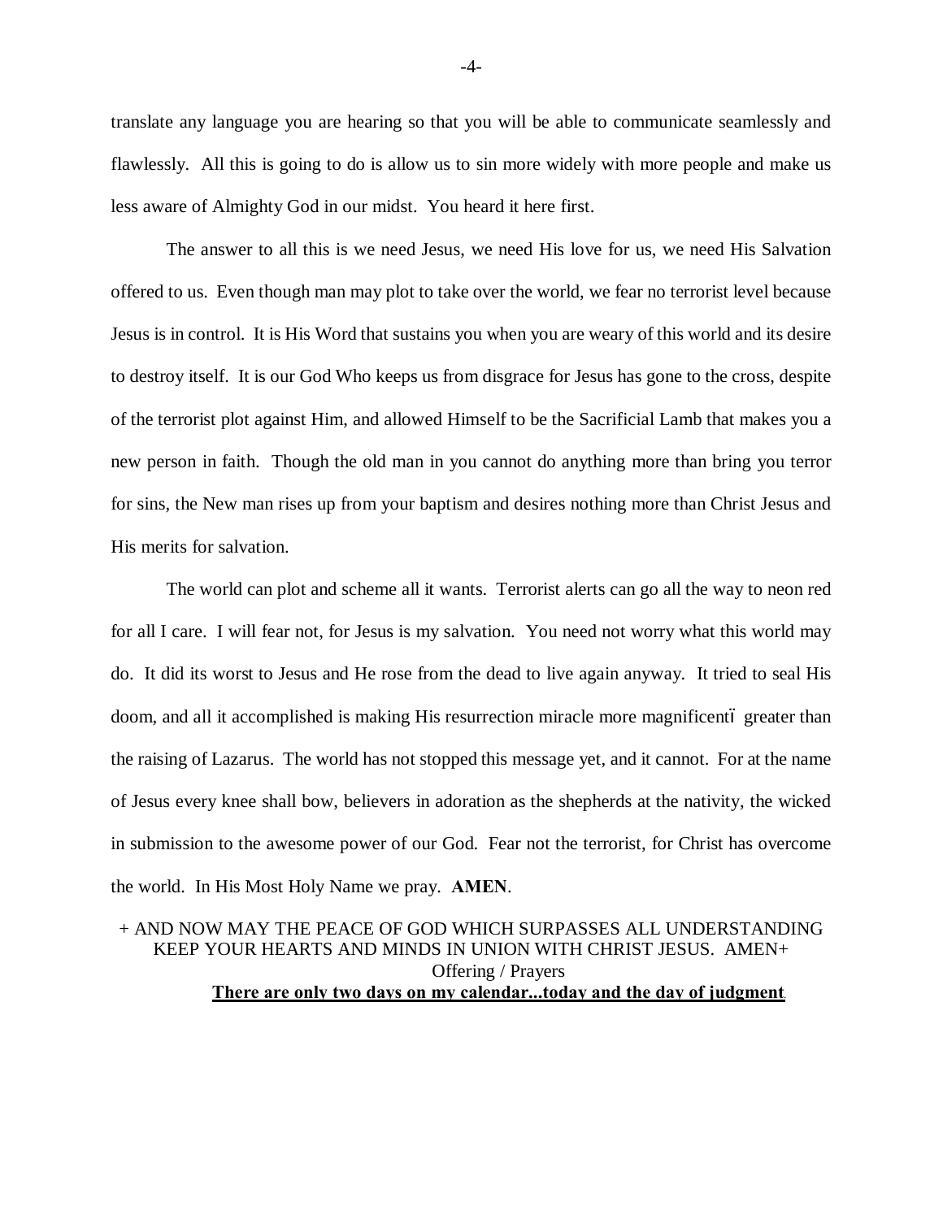translate any language you are hearing so that you will be able to communicate seamlessly and flawlessly. All this is going to do is allow us to sin more widely with more people and make us less aware of Almighty God in our midst. You heard it here first.

The answer to all this is we need Jesus, we need His love for us, we need His Salvation offered to us. Even though man may plot to take over the world, we fear no terrorist level because Jesus is in control. It is His Word that sustains you when you are weary of this world and its desire to destroy itself. It is our God Who keeps us from disgrace for Jesus has gone to the cross, despite of the terrorist plot against Him, and allowed Himself to be the Sacrificial Lamb that makes you a new person in faith. Though the old man in you cannot do anything more than bring you terror for sins, the New man rises up from your baptism and desires nothing more than Christ Jesus and His merits for salvation.

The world can plot and scheme all it wants. Terrorist alerts can go all the way to neon red for all I care. I will fear not, for Jesus is my salvation. You need not worry what this world may do. It did its worst to Jesus and He rose from the dead to live again anyway. It tried to seal His doom, and all it accomplished is making His resurrection miracle more magnificentї greater than the raising of Lazarus. The world has not stopped this message yet, and it cannot. For at the name of Jesus every knee shall bow, believers in adoration as the shepherds at the nativity, the wicked in submission to the awesome power of our God. Fear not the terrorist, for Christ has overcome the world. In His Most Holy Name we pray. **AMEN**.

+ AND NOW MAY THE PEACE OF GOD WHICH SURPASSES ALL UNDERSTANDING KEEP YOUR HEARTS AND MINDS IN UNION WITH CHRIST JESUS. AMEN+

Offering / Prayers

**There are only two days on my calendar...today and the day of judgment**